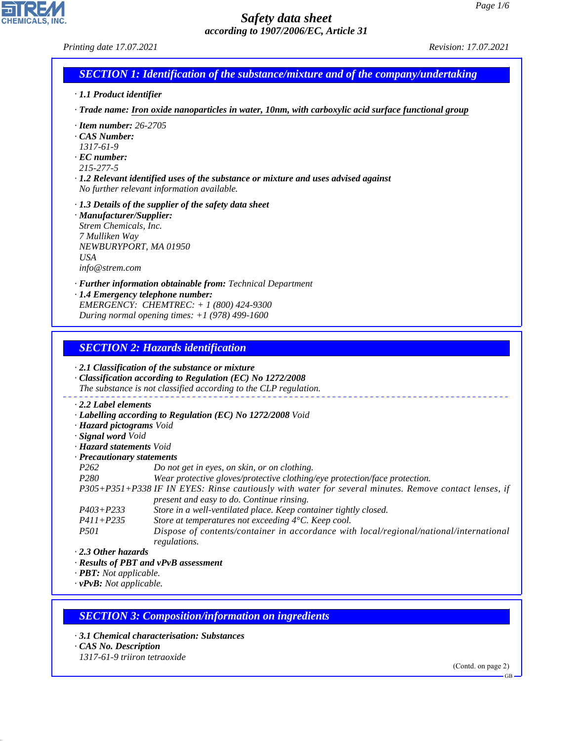# Safety data sheet

*according to 1907/2006/EC, Article 31*

*Printing date 17.07.2021* *Revision: 17.07.2021*

## SECTION 1: Identification of the substance/mixture and of the company/undertaking

· **1.1 Product identifier**

· **Trade name: Iron oxide nanoparticles in water, 10nm, with carboxylic acid surface functional group**

· **Item number:** 26-2705
· **CAS Number:**
1317-61-9
· **EC number:**
215-277-5
· **1.2 Relevant identified uses of the substance or mixture and uses advised against**
No further relevant information available.

· **1.3 Details of the supplier of the safety data sheet**
· **Manufacturer/Supplier:**
Strem Chemicals, Inc.
7 Mulliken Way
NEWBURYPORT, MA 01950
USA
info@strem.com

· **Further information obtainable from:** Technical Department
· **1.4 Emergency telephone number:**
EMERGENCY: CHEMTREC: + 1 (800) 424-9300
During normal opening times: +1 (978) 499-1600

## SECTION 2: Hazards identification

· **2.1 Classification of the substance or mixture**
· **Classification according to Regulation (EC) No 1272/2008**
The substance is not classified according to the CLP regulation.

· **2.2 Label elements**
· **Labelling according to Regulation (EC) No 1272/2008** Void
· **Hazard pictograms** Void
· **Signal word** Void
· **Hazard statements** Void
· **Precautionary statements**

| | |
|---|---|
| P262 | Do not get in eyes, on skin, or on clothing. |
| P280 | Wear protective gloves/protective clothing/eye protection/face protection. |
| P305+P351+P338 | IF IN EYES: Rinse cautiously with water for several minutes. Remove contact lenses, if present and easy to do. Continue rinsing. |
| P403+P233 | Store in a well-ventilated place. Keep container tightly closed. |
| P411+P235 | Store at temperatures not exceeding 4°C. Keep cool. |
| P501 | Dispose of contents/container in accordance with local/regional/national/international regulations. |

· **2.3 Other hazards**
· **Results of PBT and vPvB assessment**
· **PBT:** Not applicable.
· **vPvB:** Not applicable.

## SECTION 3: Composition/information on ingredients

· **3.1 Chemical characterisation: Substances**
· **CAS No. Description**
1317-61-9 triiron tetraoxide

(Contd. on page 2)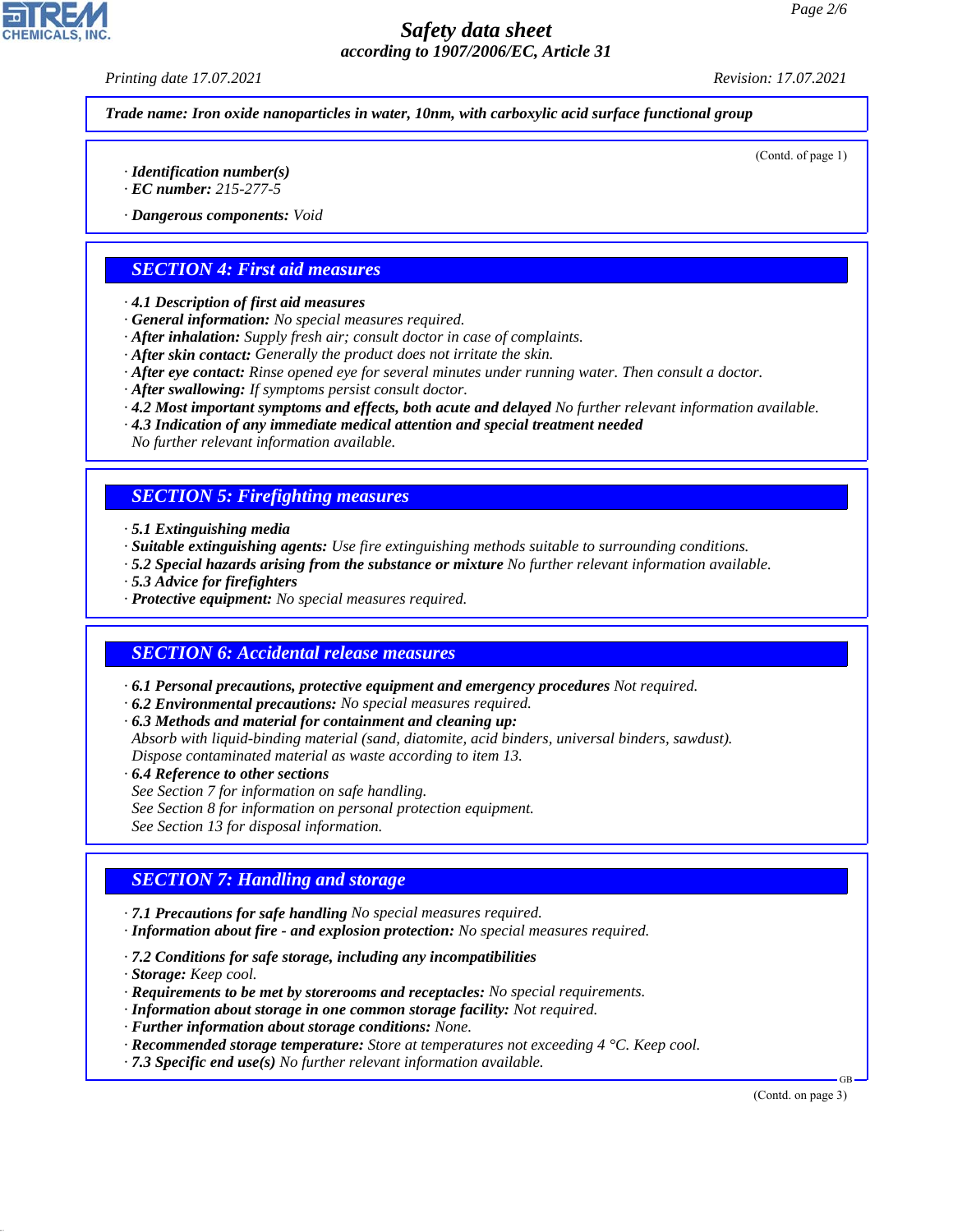Trade name: Iron oxide nanoparticles in water, 10nm, with carboxylic acid surface functional group

(Contd. of page 1)

· **Identification number(s)**
· **EC number:** 215-277-5

· **Dangerous components:** Void

## SECTION 4: First aid measures

· **4.1 Description of first aid measures**
· **General information:** No special measures required.
· **After inhalation:** Supply fresh air; consult doctor in case of complaints.
· **After skin contact:** Generally the product does not irritate the skin.
· **After eye contact:** Rinse opened eye for several minutes under running water. Then consult a doctor.
· **After swallowing:** If symptoms persist consult doctor.
· **4.2 Most important symptoms and effects, both acute and delayed** No further relevant information available.
· **4.3 Indication of any immediate medical attention and special treatment needed**
No further relevant information available.

## SECTION 5: Firefighting measures

· **5.1 Extinguishing media**
· **Suitable extinguishing agents:** Use fire extinguishing methods suitable to surrounding conditions.
· **5.2 Special hazards arising from the substance or mixture** No further relevant information available.
· **5.3 Advice for firefighters**
· **Protective equipment:** No special measures required.

## SECTION 6: Accidental release measures

· **6.1 Personal precautions, protective equipment and emergency procedures** Not required.
· **6.2 Environmental precautions:** No special measures required.
· **6.3 Methods and material for containment and cleaning up:**
Absorb with liquid-binding material (sand, diatomite, acid binders, universal binders, sawdust).
Dispose contaminated material as waste according to item 13.
· **6.4 Reference to other sections**
See Section 7 for information on safe handling.
See Section 8 for information on personal protection equipment.
See Section 13 for disposal information.

## SECTION 7: Handling and storage

· **7.1 Precautions for safe handling** No special measures required.
· **Information about fire - and explosion protection:** No special measures required.

· **7.2 Conditions for safe storage, including any incompatibilities**
· **Storage:** Keep cool.
· **Requirements to be met by storerooms and receptacles:** No special requirements.
· **Information about storage in one common storage facility:** Not required.
· **Further information about storage conditions:** None.
· **Recommended storage temperature:** Store at temperatures not exceeding 4 °C. Keep cool.
· **7.3 Specific end use(s)** No further relevant information available.

(Contd. on page 3)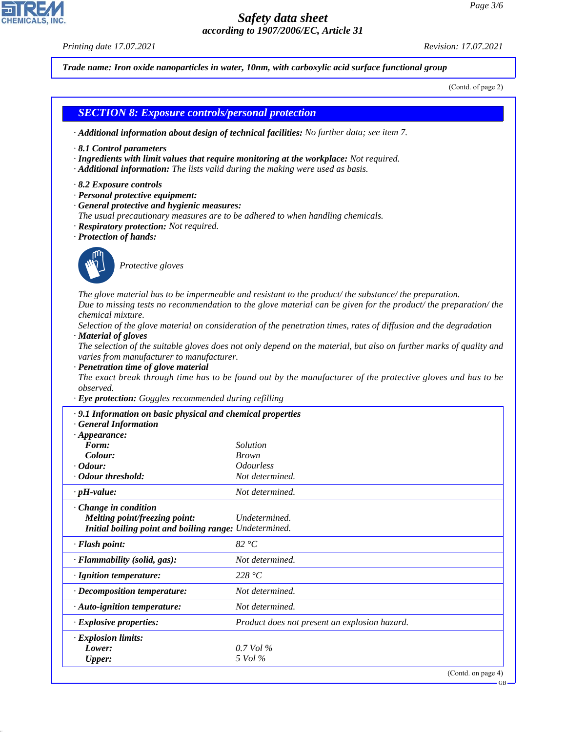Trade name: Iron oxide nanoparticles in water, 10nm, with carboxylic acid surface functional group

(Contd. of page 2)

## SECTION 8: Exposure controls/personal protection

· **Additional information about design of technical facilities:** No further data; see item 7.

· **8.1 Control parameters**
· **Ingredients with limit values that require monitoring at the workplace:** Not required.
· **Additional information:** The lists valid during the making were used as basis.

· **8.2 Exposure controls**
· **Personal protective equipment:**
· **General protective and hygienic measures:**
The usual precautionary measures are to be adhered to when handling chemicals.
· **Respiratory protection:** Not required.
· **Protection of hands:**

Protective gloves

The glove material has to be impermeable and resistant to the product/ the substance/ the preparation.
Due to missing tests no recommendation to the glove material can be given for the product/ the preparation/ the chemical mixture.
Selection of the glove material on consideration of the penetration times, rates of diffusion and the degradation
· **Material of gloves**
The selection of the suitable gloves does not only depend on the material, but also on further marks of quality and varies from manufacturer to manufacturer.
· **Penetration time of glove material**
The exact break through time has to be found out by the manufacturer of the protective gloves and has to be observed.
· **Eye protection:** Goggles recommended during refilling

| · **9.1 Information on basic physical and chemical properties** | |
|---|---|
| · **General Information** | |
| · **Appearance:** | |
| **Form:** | Solution |
| **Colour:** | Brown |
| · **Odour:** | Odourless |
| · **Odour threshold:** | Not determined. |
| · **pH-value:** | Not determined. |
| · **Change in condition** | |
| **Melting point/freezing point:** | Undetermined. |
| **Initial boiling point and boiling range:** | Undetermined. |
| · **Flash point:** | 82 °C |
| · **Flammability (solid, gas):** | Not determined. |
| · **Ignition temperature:** | 228 °C |
| · **Decomposition temperature:** | Not determined. |
| · **Auto-ignition temperature:** | Not determined. |
| · **Explosive properties:** | Product does not present an explosion hazard. |
| · **Explosion limits:** | |
| **Lower:** | 0.7 Vol % |
| **Upper:** | 5 Vol % |

(Contd. on page 4)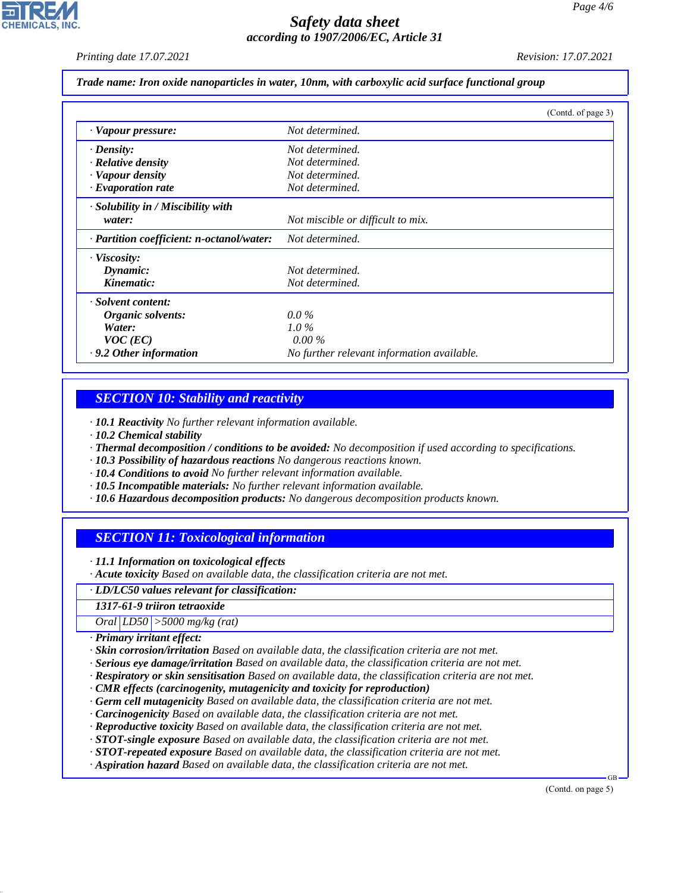*Trade name: Iron oxide nanoparticles in water, 10nm, with carboxylic acid surface functional group*

(Contd. of page 3)

| | |
|---|---|
| · **Vapour pressure:** | Not determined. |
| · **Density:** | Not determined. |
| · **Relative density** | Not determined. |
| · **Vapour density** | Not determined. |
| · **Evaporation rate** | Not determined. |
| · **Solubility in / Miscibility with water:** | Not miscible or difficult to mix. |
| · **Partition coefficient: n-octanol/water:** | Not determined. |
| · **Viscosity:** | |
| **Dynamic:** | Not determined. |
| **Kinematic:** | Not determined. |
| · **Solvent content:** | |
| **Organic solvents:** | 0.0 % |
| **Water:** | 1.0 % |
| **VOC (EC)** | 0.00 % |
| · **9.2 Other information** | No further relevant information available. |

## SECTION 10: Stability and reactivity

· **10.1 Reactivity** No further relevant information available.
· **10.2 Chemical stability**
· **Thermal decomposition / conditions to be avoided:** No decomposition if used according to specifications.
· **10.3 Possibility of hazardous reactions** No dangerous reactions known.
· **10.4 Conditions to avoid** No further relevant information available.
· **10.5 Incompatible materials:** No further relevant information available.
· **10.6 Hazardous decomposition products:** No dangerous decomposition products known.

## SECTION 11: Toxicological information

· **11.1 Information on toxicological effects**
· **Acute toxicity** Based on available data, the classification criteria are not met.

| · **LD/LC50 values relevant for classification:** | | |
|---|---|---|
| **1317-61-9 triiron tetraoxide** | | |
| Oral | LD50 | >5000 mg/kg (rat) |

· **Primary irritant effect:**
· **Skin corrosion/irritation** Based on available data, the classification criteria are not met.
· **Serious eye damage/irritation** Based on available data, the classification criteria are not met.
· **Respiratory or skin sensitisation** Based on available data, the classification criteria are not met.
· **CMR effects (carcinogenity, mutagenicity and toxicity for reproduction)**
· **Germ cell mutagenicity** Based on available data, the classification criteria are not met.
· **Carcinogenicity** Based on available data, the classification criteria are not met.
· **Reproductive toxicity** Based on available data, the classification criteria are not met.
· **STOT-single exposure** Based on available data, the classification criteria are not met.
· **STOT-repeated exposure** Based on available data, the classification criteria are not met.
· **Aspiration hazard** Based on available data, the classification criteria are not met.

(Contd. on page 5)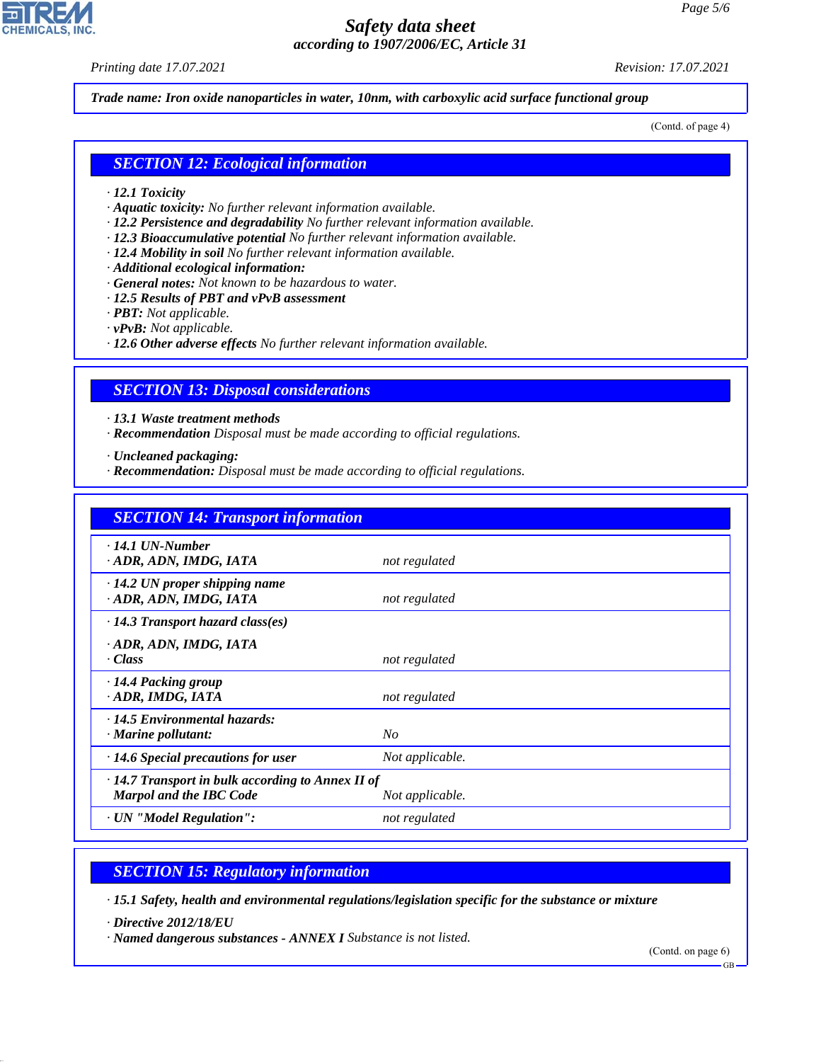**Trade name: Iron oxide nanoparticles in water, 10nm, with carboxylic acid surface functional group**

(Contd. of page 4)

## SECTION 12: Ecological information

· **12.1 Toxicity**
· **Aquatic toxicity:** No further relevant information available.
· **12.2 Persistence and degradability** No further relevant information available.
· **12.3 Bioaccumulative potential** No further relevant information available.
· **12.4 Mobility in soil** No further relevant information available.
· **Additional ecological information:**
· **General notes:** Not known to be hazardous to water.
· **12.5 Results of PBT and vPvB assessment**
· **PBT:** Not applicable.
· **vPvB:** Not applicable.
· **12.6 Other adverse effects** No further relevant information available.

## SECTION 13: Disposal considerations

· **13.1 Waste treatment methods**
· **Recommendation** Disposal must be made according to official regulations.

· **Uncleaned packaging:**
· **Recommendation:** Disposal must be made according to official regulations.

## SECTION 14: Transport information

| | |
|---|---|
| · **14.1 UN-Number** | |
| · **ADR, ADN, IMDG, IATA** | not regulated |
| · **14.2 UN proper shipping name** | |
| · **ADR, ADN, IMDG, IATA** | not regulated |
| · **14.3 Transport hazard class(es)** | |
| · **ADR, ADN, IMDG, IATA** | |
| · **Class** | not regulated |
| · **14.4 Packing group** | |
| · **ADR, IMDG, IATA** | not regulated |
| · **14.5 Environmental hazards:** | |
| · **Marine pollutant:** | No |
| · **14.6 Special precautions for user** | Not applicable. |
| · **14.7 Transport in bulk according to Annex II of Marpol and the IBC Code** | Not applicable. |
| · **UN "Model Regulation":** | not regulated |

## SECTION 15: Regulatory information

· **15.1 Safety, health and environmental regulations/legislation specific for the substance or mixture**

· **Directive 2012/18/EU**
· **Named dangerous substances - ANNEX I** Substance is not listed.

(Contd. on page 6)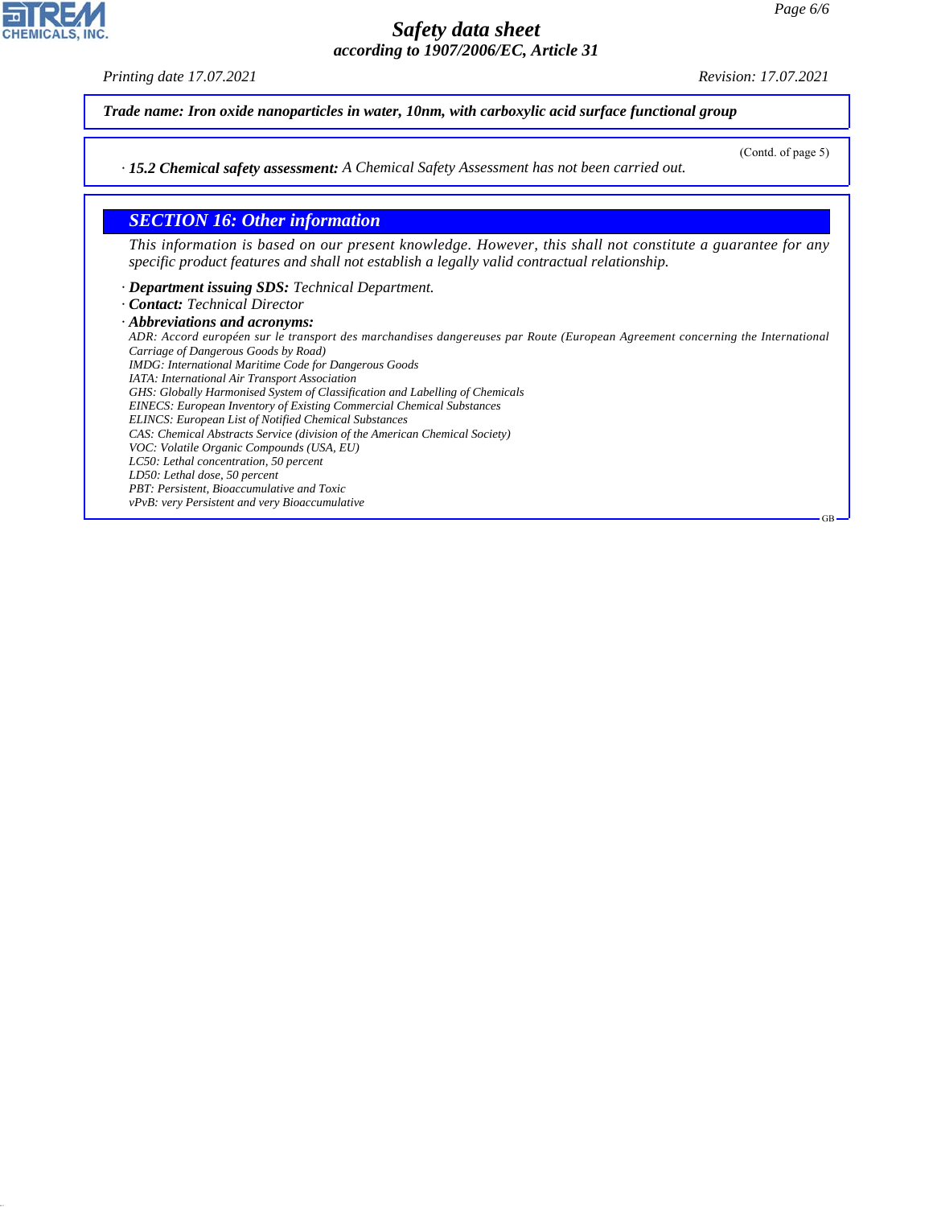**Trade name: Iron oxide nanoparticles in water, 10nm, with carboxylic acid surface functional group**

(Contd. of page 5)

· **15.2 Chemical safety assessment:** A Chemical Safety Assessment has not been carried out.

## SECTION 16: Other information

*This information is based on our present knowledge. However, this shall not constitute a guarantee for any specific product features and shall not establish a legally valid contractual relationship.*

· **Department issuing SDS:** Technical Department.
· **Contact:** Technical Director
· **Abbreviations and acronyms:**

ADR: Accord européen sur le transport des marchandises dangereuses par Route (European Agreement concerning the International Carriage of Dangerous Goods by Road)
IMDG: International Maritime Code for Dangerous Goods
IATA: International Air Transport Association
GHS: Globally Harmonised System of Classification and Labelling of Chemicals
EINECS: European Inventory of Existing Commercial Chemical Substances
ELINCS: European List of Notified Chemical Substances
CAS: Chemical Abstracts Service (division of the American Chemical Society)
VOC: Volatile Organic Compounds (USA, EU)
LC50: Lethal concentration, 50 percent
LD50: Lethal dose, 50 percent
PBT: Persistent, Bioaccumulative and Toxic
vPvB: very Persistent and very Bioaccumulative

GB